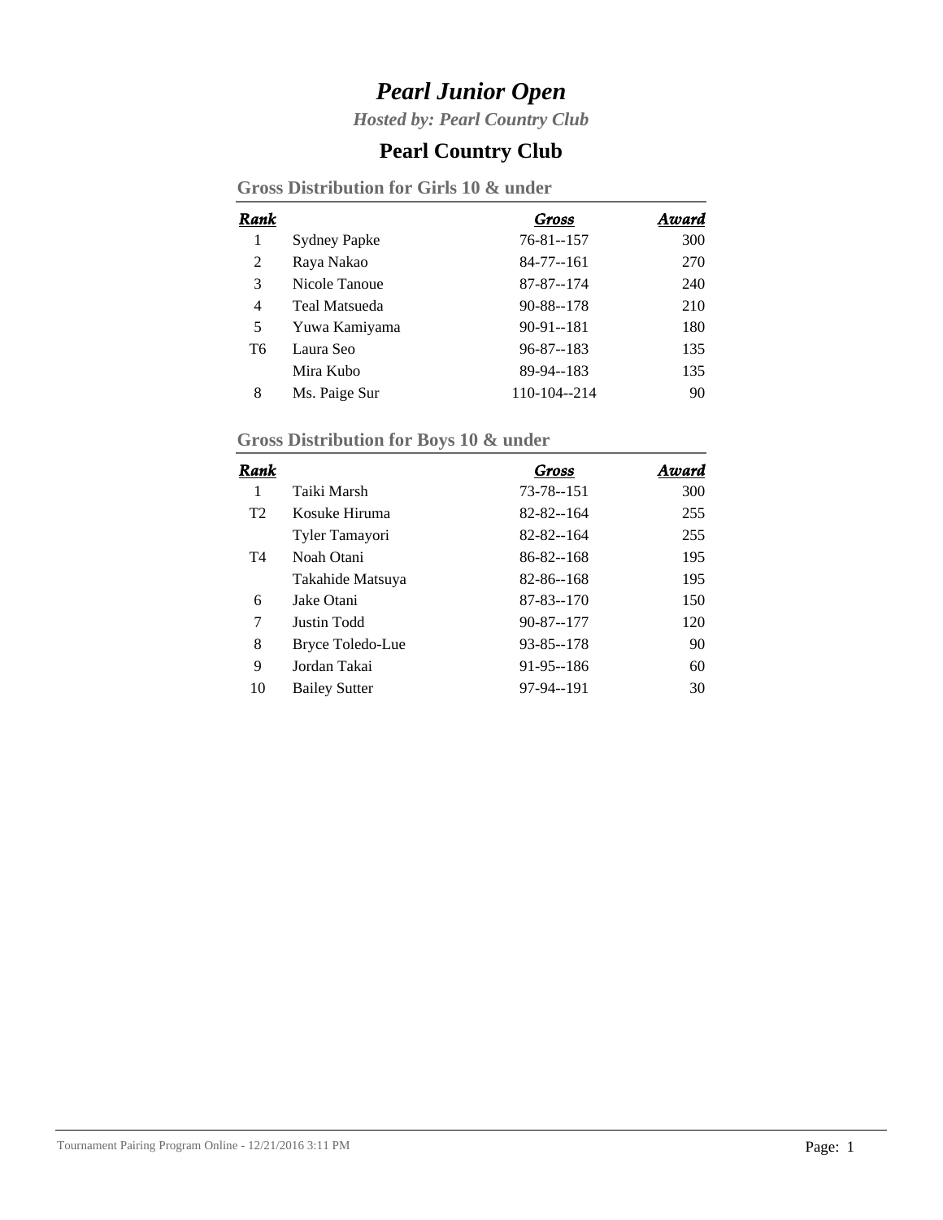# *Pearl Junior Open*

***Hosted by: Pearl Country Club***

## Pearl Country Club

### Gross Distribution for Girls 10 & under

| Rank | | Gross | Award |
|---|---|---|---|
| 1 | Sydney Papke | 76-81--157 | 300 |
| 2 | Raya Nakao | 84-77--161 | 270 |
| 3 | Nicole Tanoue | 87-87--174 | 240 |
| 4 | Teal Matsueda | 90-88--178 | 210 |
| 5 | Yuwa Kamiyama | 90-91--181 | 180 |
| T6 | Laura Seo | 96-87--183 | 135 |
| | Mira Kubo | 89-94--183 | 135 |
| 8 | Ms. Paige Sur | 110-104--214 | 90 |

### Gross Distribution for Boys 10 & under

| Rank | | Gross | Award |
|---|---|---|---|
| 1 | Taiki Marsh | 73-78--151 | 300 |
| T2 | Kosuke Hiruma | 82-82--164 | 255 |
| | Tyler Tamayori | 82-82--164 | 255 |
| T4 | Noah Otani | 86-82--168 | 195 |
| | Takahide Matsuya | 82-86--168 | 195 |
| 6 | Jake Otani | 87-83--170 | 150 |
| 7 | Justin Todd | 90-87--177 | 120 |
| 8 | Bryce Toledo-Lue | 93-85--178 | 90 |
| 9 | Jordan Takai | 91-95--186 | 60 |
| 10 | Bailey Sutter | 97-94--191 | 30 |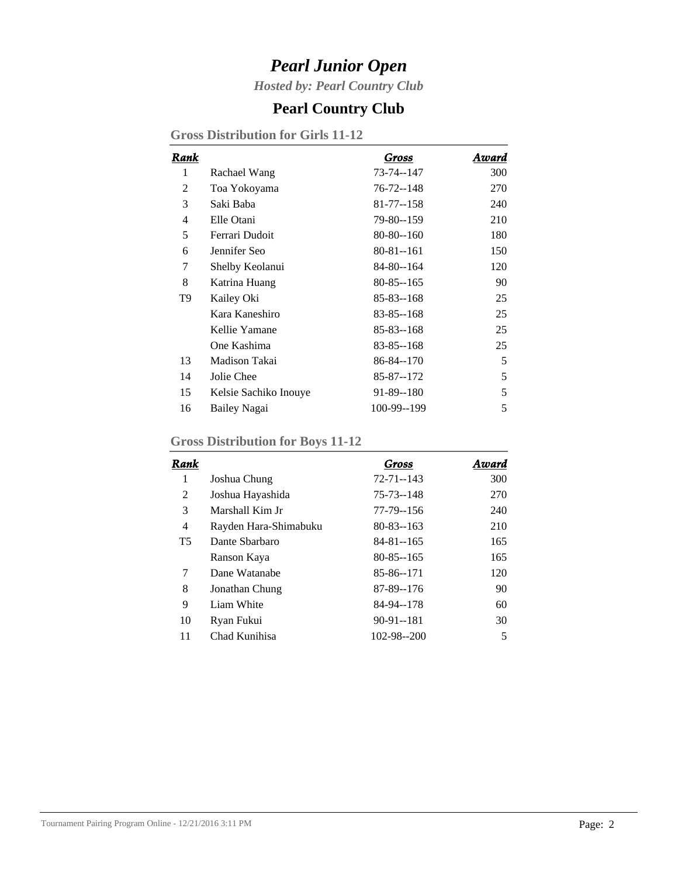# *Pearl Junior Open*

*Hosted by: Pearl Country Club*

## Pearl Country Club

### Gross Distribution for Girls 11-12

| Rank | | Gross | Award |
|---|---|---|---|
| 1 | Rachael Wang | 73-74--147 | 300 |
| 2 | Toa Yokoyama | 76-72--148 | 270 |
| 3 | Saki Baba | 81-77--158 | 240 |
| 4 | Elle Otani | 79-80--159 | 210 |
| 5 | Ferrari Dudoit | 80-80--160 | 180 |
| 6 | Jennifer Seo | 80-81--161 | 150 |
| 7 | Shelby Keolanui | 84-80--164 | 120 |
| 8 | Katrina Huang | 80-85--165 | 90 |
| T9 | Kailey Oki | 85-83--168 | 25 |
| | Kara Kaneshiro | 83-85--168 | 25 |
| | Kellie Yamane | 85-83--168 | 25 |
| | One Kashima | 83-85--168 | 25 |
| 13 | Madison Takai | 86-84--170 | 5 |
| 14 | Jolie Chee | 85-87--172 | 5 |
| 15 | Kelsie Sachiko Inouye | 91-89--180 | 5 |
| 16 | Bailey Nagai | 100-99--199 | 5 |

### Gross Distribution for Boys 11-12

| Rank | | Gross | Award |
|---|---|---|---|
| 1 | Joshua Chung | 72-71--143 | 300 |
| 2 | Joshua Hayashida | 75-73--148 | 270 |
| 3 | Marshall Kim Jr | 77-79--156 | 240 |
| 4 | Rayden Hara-Shimabuku | 80-83--163 | 210 |
| T5 | Dante Sbarbaro | 84-81--165 | 165 |
| | Ranson Kaya | 80-85--165 | 165 |
| 7 | Dane Watanabe | 85-86--171 | 120 |
| 8 | Jonathan Chung | 87-89--176 | 90 |
| 9 | Liam White | 84-94--178 | 60 |
| 10 | Ryan Fukui | 90-91--181 | 30 |
| 11 | Chad Kunihisa | 102-98--200 | 5 |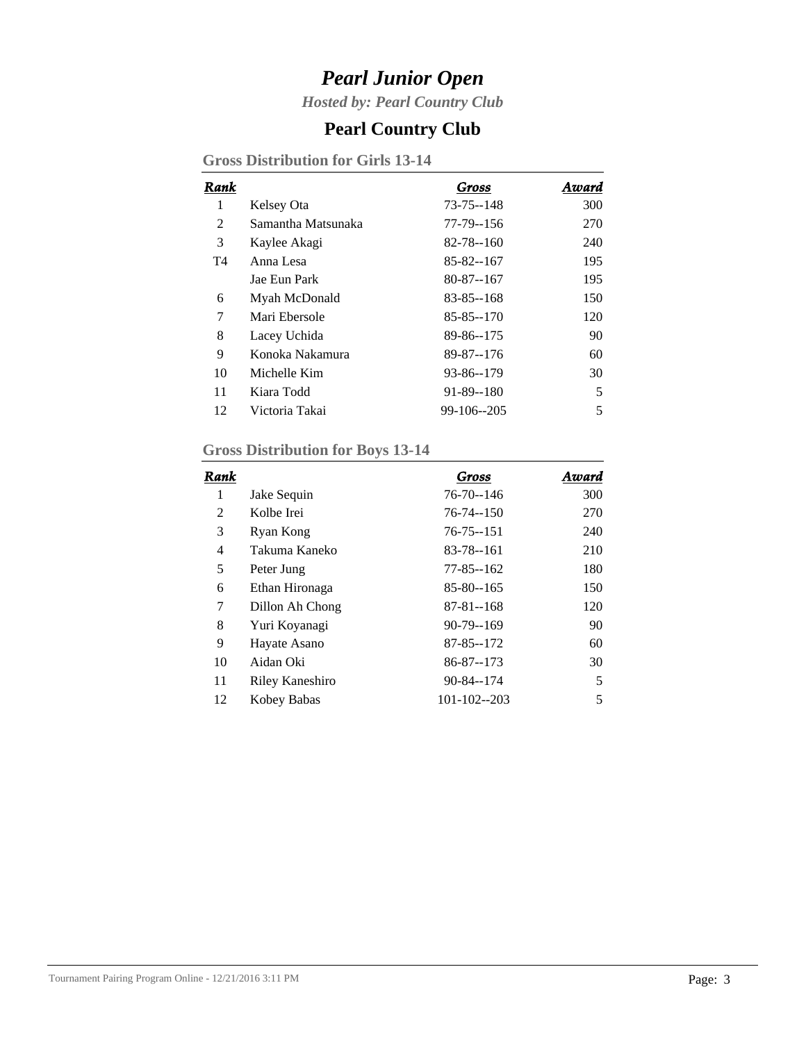# *Pearl Junior Open*

***Hosted by: Pearl Country Club***

## Pearl Country Club

### Gross Distribution for Girls 13-14

| Rank | | Gross | Award |
|---|---|---|---|
| 1 | Kelsey Ota | 73-75--148 | 300 |
| 2 | Samantha Matsunaka | 77-79--156 | 270 |
| 3 | Kaylee Akagi | 82-78--160 | 240 |
| T4 | Anna Lesa | 85-82--167 | 195 |
| | Jae Eun Park | 80-87--167 | 195 |
| 6 | Myah McDonald | 83-85--168 | 150 |
| 7 | Mari Ebersole | 85-85--170 | 120 |
| 8 | Lacey Uchida | 89-86--175 | 90 |
| 9 | Konoka Nakamura | 89-87--176 | 60 |
| 10 | Michelle Kim | 93-86--179 | 30 |
| 11 | Kiara Todd | 91-89--180 | 5 |
| 12 | Victoria Takai | 99-106--205 | 5 |

### Gross Distribution for Boys 13-14

| Rank | | Gross | Award |
|---|---|---|---|
| 1 | Jake Sequin | 76-70--146 | 300 |
| 2 | Kolbe Irei | 76-74--150 | 270 |
| 3 | Ryan Kong | 76-75--151 | 240 |
| 4 | Takuma Kaneko | 83-78--161 | 210 |
| 5 | Peter Jung | 77-85--162 | 180 |
| 6 | Ethan Hironaga | 85-80--165 | 150 |
| 7 | Dillon Ah Chong | 87-81--168 | 120 |
| 8 | Yuri Koyanagi | 90-79--169 | 90 |
| 9 | Hayate Asano | 87-85--172 | 60 |
| 10 | Aidan Oki | 86-87--173 | 30 |
| 11 | Riley Kaneshiro | 90-84--174 | 5 |
| 12 | Kobey Babas | 101-102--203 | 5 |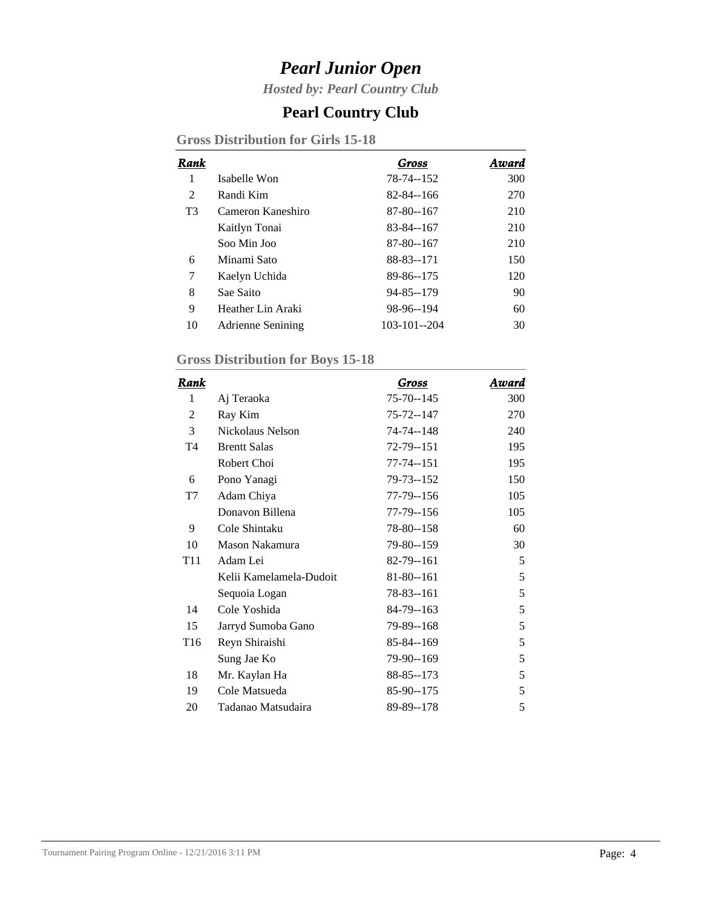# *Pearl Junior Open*

***Hosted by: Pearl Country Club***

## Pearl Country Club

### Gross Distribution for Girls 15-18

| Rank | | Gross | Award |
|---|---|---|---|
| 1 | Isabelle Won | 78-74--152 | 300 |
| 2 | Randi Kim | 82-84--166 | 270 |
| T3 | Cameron Kaneshiro | 87-80--167 | 210 |
| | Kaitlyn Tonai | 83-84--167 | 210 |
| | Soo Min Joo | 87-80--167 | 210 |
| 6 | Minami Sato | 88-83--171 | 150 |
| 7 | Kaelyn Uchida | 89-86--175 | 120 |
| 8 | Sae Saito | 94-85--179 | 90 |
| 9 | Heather Lin Araki | 98-96--194 | 60 |
| 10 | Adrienne Senining | 103-101--204 | 30 |

### Gross Distribution for Boys 15-18

| Rank | | Gross | Award |
|---|---|---|---|
| 1 | Aj Teraoka | 75-70--145 | 300 |
| 2 | Ray Kim | 75-72--147 | 270 |
| 3 | Nickolaus Nelson | 74-74--148 | 240 |
| T4 | Brentt Salas | 72-79--151 | 195 |
| | Robert Choi | 77-74--151 | 195 |
| 6 | Pono Yanagi | 79-73--152 | 150 |
| T7 | Adam Chiya | 77-79--156 | 105 |
| | Donavon Billena | 77-79--156 | 105 |
| 9 | Cole Shintaku | 78-80--158 | 60 |
| 10 | Mason Nakamura | 79-80--159 | 30 |
| T11 | Adam Lei | 82-79--161 | 5 |
| | Kelii Kamelamela-Dudoit | 81-80--161 | 5 |
| | Sequoia Logan | 78-83--161 | 5 |
| 14 | Cole Yoshida | 84-79--163 | 5 |
| 15 | Jarryd Sumoba Gano | 79-89--168 | 5 |
| T16 | Reyn Shiraishi | 85-84--169 | 5 |
| | Sung Jae Ko | 79-90--169 | 5 |
| 18 | Mr. Kaylan Ha | 88-85--173 | 5 |
| 19 | Cole Matsueda | 85-90--175 | 5 |
| 20 | Tadanao Matsudaira | 89-89--178 | 5 |